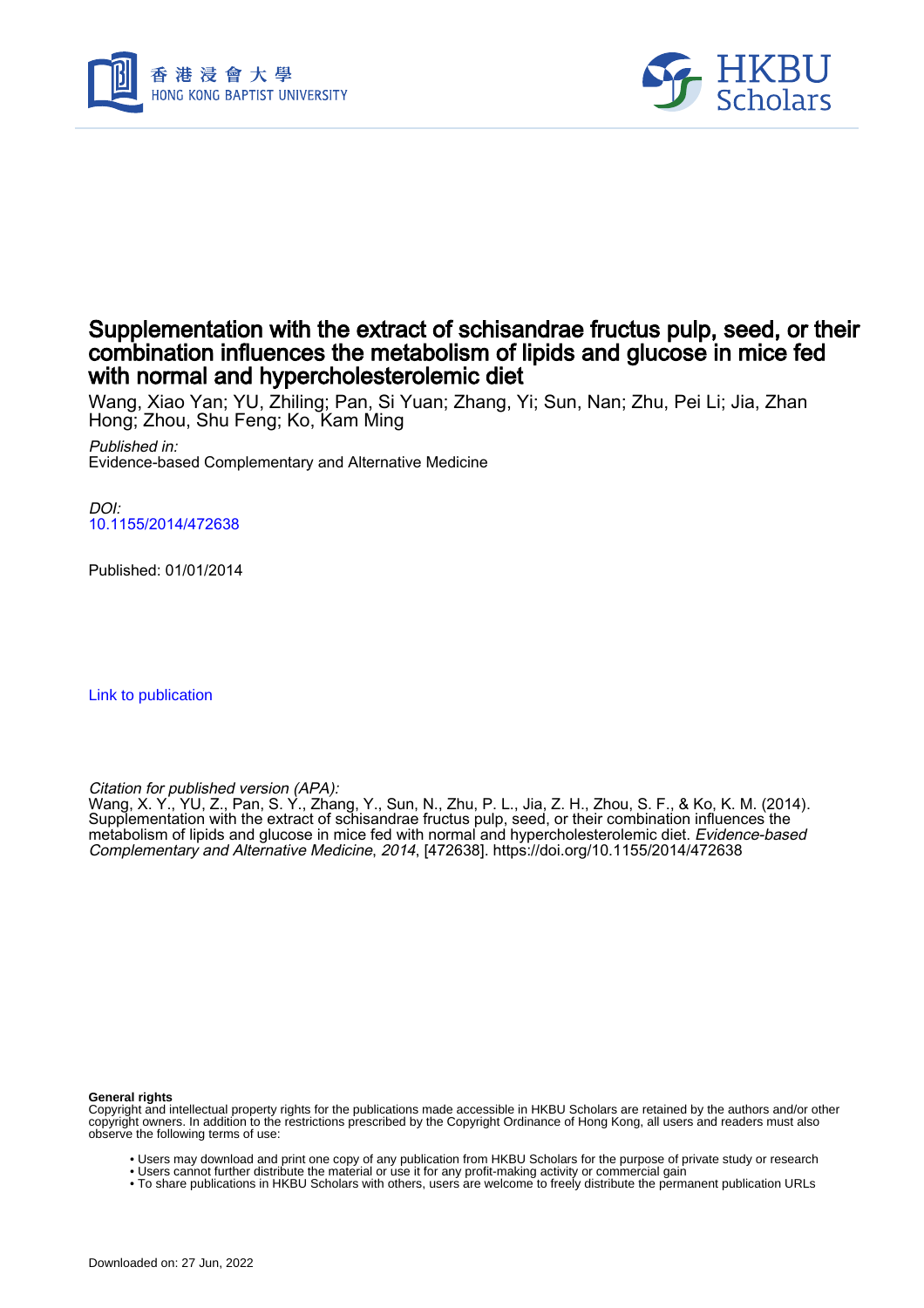# Supplementation with the extract of schisandrae fructus pulp, seed, or their combination influences the metabolism of lipids and glucose in mice fed with normal and hypercholesterolemic diet

Wang, Xiao Yan; YU, Zhiling; Pan, Si Yuan; Zhang, Yi; Sun, Nan; Zhu, Pei Li; Jia, Zhan Hong; Zhou, Shu Feng; Ko, Kam Ming

*Published in:*
Evidence-based Complementary and Alternative Medicine

*DOI:*
10.1155/2014/472638

Published: 01/01/2014

Link to publication

*Citation for published version (APA):*
Wang, X. Y., YU, Z., Pan, S. Y., Zhang, Y., Sun, N., Zhu, P. L., Jia, Z. H., Zhou, S. F., & Ko, K. M. (2014). Supplementation with the extract of schisandrae fructus pulp, seed, or their combination influences the metabolism of lipids and glucose in mice fed with normal and hypercholesterolemic diet. *Evidence-based Complementary and Alternative Medicine*, *2014*, [472638]. https://doi.org/10.1155/2014/472638

**General rights**
Copyright and intellectual property rights for the publications made accessible in HKBU Scholars are retained by the authors and/or other copyright owners. In addition to the restrictions prescribed by the Copyright Ordinance of Hong Kong, all users and readers must also observe the following terms of use:

- Users may download and print one copy of any publication from HKBU Scholars for the purpose of private study or research
- Users cannot further distribute the material or use it for any profit-making activity or commercial gain
- To share publications in HKBU Scholars with others, users are welcome to freely distribute the permanent publication URLs

Downloaded on: 27 Jun, 2022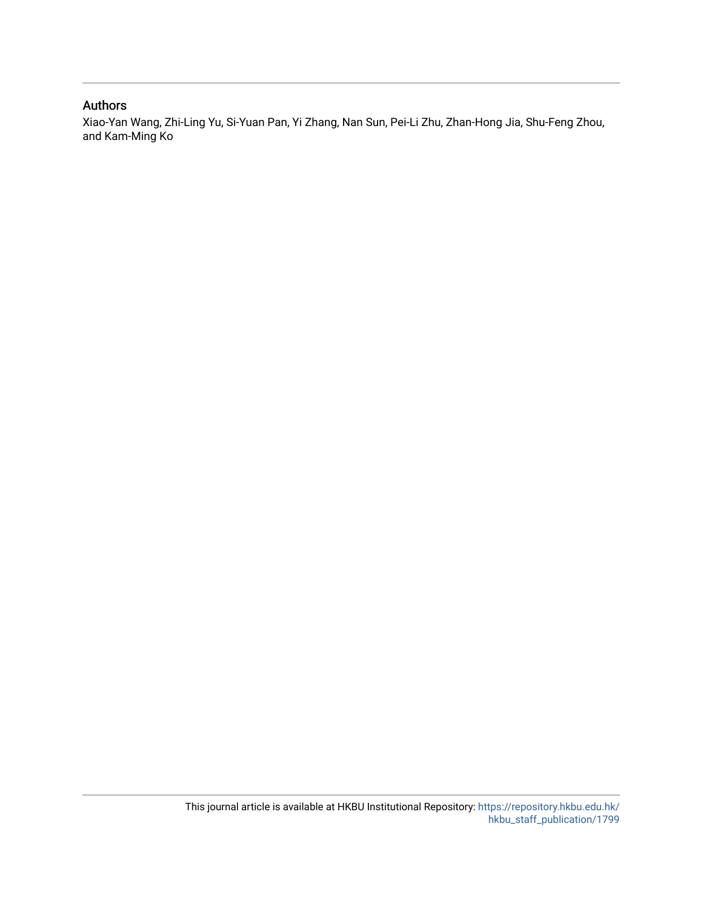## Authors

Xiao-Yan Wang, Zhi-Ling Yu, Si-Yuan Pan, Yi Zhang, Nan Sun, Pei-Li Zhu, Zhan-Hong Jia, Shu-Feng Zhou, and Kam-Ming Ko

This journal article is available at HKBU Institutional Repository: https://repository.hkbu.edu.hk/hkbu_staff_publication/1799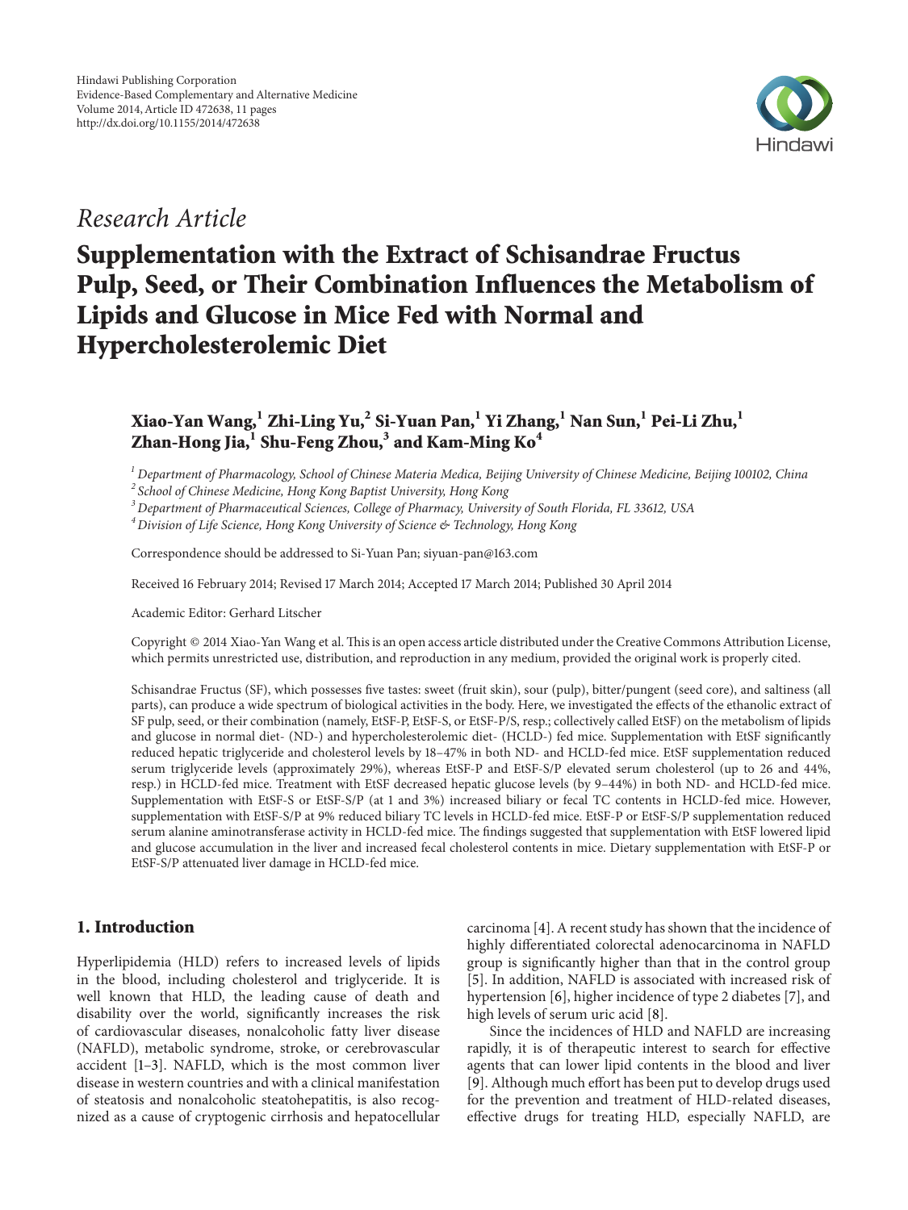## Research Article

# Supplementation with the Extract of Schisandrae Fructus Pulp, Seed, or Their Combination Influences the Metabolism of Lipids and Glucose in Mice Fed with Normal and Hypercholesterolemic Diet

**Xiao-Yan Wang,[1] Zhi-Ling Yu,[2] Si-Yuan Pan,[1] Yi Zhang,[1] Nan Sun,[1] Pei-Li Zhu,[1] Zhan-Hong Jia,[1] Shu-Feng Zhou,[3] and Kam-Ming Ko[4]**

*[1] Department of Pharmacology, School of Chinese Materia Medica, Beijing University of Chinese Medicine, Beijing 100102, China*
*[2] School of Chinese Medicine, Hong Kong Baptist University, Hong Kong*
*[3] Department of Pharmaceutical Sciences, College of Pharmacy, University of South Florida, FL 33612, USA*
*[4] Division of Life Science, Hong Kong University of Science & Technology, Hong Kong*

Correspondence should be addressed to Si-Yuan Pan; siyuan-pan@163.com

Received 16 February 2014; Revised 17 March 2014; Accepted 17 March 2014; Published 30 April 2014

Academic Editor: Gerhard Litscher

Copyright © 2014 Xiao-Yan Wang et al. This is an open access article distributed under the Creative Commons Attribution License, which permits unrestricted use, distribution, and reproduction in any medium, provided the original work is properly cited.

Schisandrae Fructus (SF), which possesses five tastes: sweet (fruit skin), sour (pulp), bitter/pungent (seed core), and saltiness (all parts), can produce a wide spectrum of biological activities in the body. Here, we investigated the effects of the ethanolic extract of SF pulp, seed, or their combination (namely, EtSF-P, EtSF-S, or EtSF-P/S, resp.; collectively called EtSF) on the metabolism of lipids and glucose in normal diet- (ND-) and hypercholesterolemic diet- (HCLD-) fed mice. Supplementation with EtSF significantly reduced hepatic triglyceride and cholesterol levels by 18–47% in both ND- and HCLD-fed mice. EtSF supplementation reduced serum triglyceride levels (approximately 29%), whereas EtSF-P and EtSF-S/P elevated serum cholesterol (up to 26 and 44%, resp.) in HCLD-fed mice. Treatment with EtSF decreased hepatic glucose levels (by 9–44%) in both ND- and HCLD-fed mice. Supplementation with EtSF-S or EtSF-S/P (at 1 and 3%) increased biliary or fecal TC contents in HCLD-fed mice. However, supplementation with EtSF-S/P at 9% reduced biliary TC levels in HCLD-fed mice. EtSF-P or EtSF-S/P supplementation reduced serum alanine aminotransferase activity in HCLD-fed mice. The findings suggested that supplementation with EtSF lowered lipid and glucose accumulation in the liver and increased fecal cholesterol contents in mice. Dietary supplementation with EtSF-P or EtSF-S/P attenuated liver damage in HCLD-fed mice.

## 1. Introduction

Hyperlipidemia (HLD) refers to increased levels of lipids in the blood, including cholesterol and triglyceride. It is well known that HLD, the leading cause of death and disability over the world, significantly increases the risk of cardiovascular diseases, nonalcoholic fatty liver disease (NAFLD), metabolic syndrome, stroke, or cerebrovascular accident [1–3]. NAFLD, which is the most common liver disease in western countries and with a clinical manifestation of steatosis and nonalcoholic steatohepatitis, is also recognized as a cause of cryptogenic cirrhosis and hepatocellular carcinoma [4]. A recent study has shown that the incidence of highly differentiated colorectal adenocarcinoma in NAFLD group is significantly higher than that in the control group [5]. In addition, NAFLD is associated with increased risk of hypertension [6], higher incidence of type 2 diabetes [7], and high levels of serum uric acid [8].

Since the incidences of HLD and NAFLD are increasing rapidly, it is of therapeutic interest to search for effective agents that can lower lipid contents in the blood and liver [9]. Although much effort has been put to develop drugs used for the prevention and treatment of HLD-related diseases, effective drugs for treating HLD, especially NAFLD, are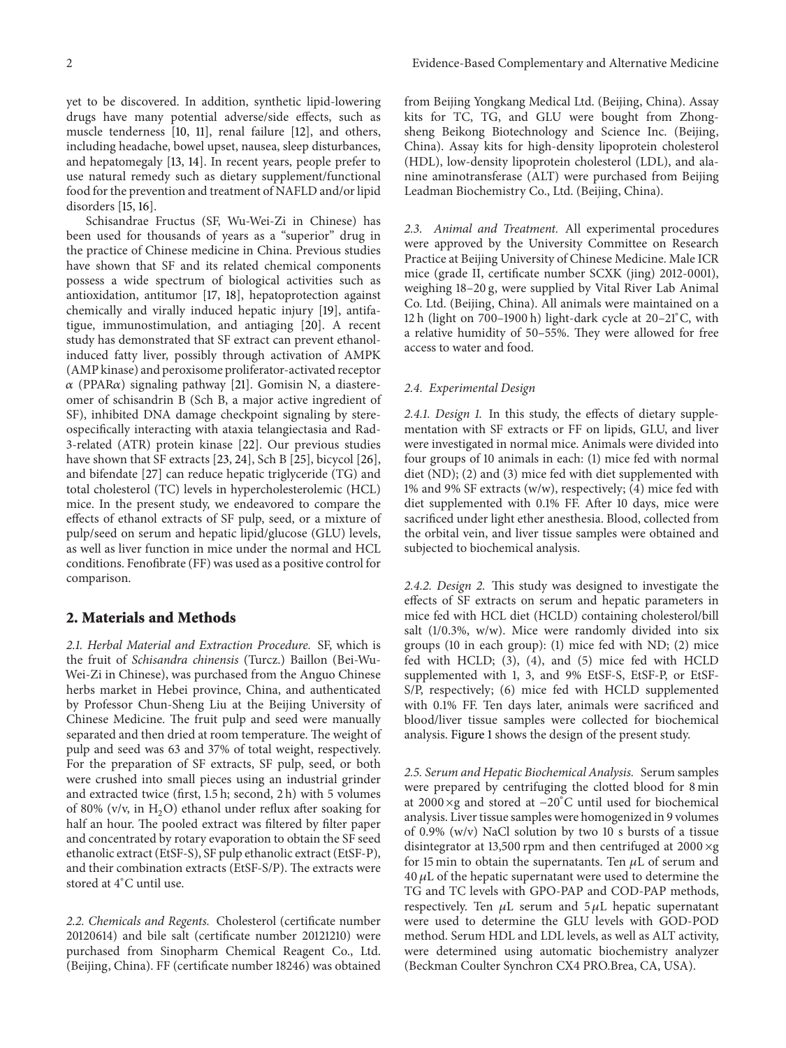yet to be discovered. In addition, synthetic lipid-lowering drugs have many potential adverse/side effects, such as muscle tenderness [10, 11], renal failure [12], and others, including headache, bowel upset, nausea, sleep disturbances, and hepatomegaly [13, 14]. In recent years, people prefer to use natural remedy such as dietary supplement/functional food for the prevention and treatment of NAFLD and/or lipid disorders [15, 16].

Schisandrae Fructus (SF, Wu-Wei-Zi in Chinese) has been used for thousands of years as a "superior" drug in the practice of Chinese medicine in China. Previous studies have shown that SF and its related chemical components possess a wide spectrum of biological activities such as antioxidation, antitumor [17, 18], hepatoprotection against chemically and virally induced hepatic injury [19], antifatigue, immunostimulation, and antiaging [20]. A recent study has demonstrated that SF extract can prevent ethanol-induced fatty liver, possibly through activation of AMPK (AMP kinase) and peroxisome proliferator-activated receptor $\alpha$ (PPAR$\alpha$) signaling pathway [21]. Gomisin N, a diastereomer of schisandrin B (Sch B, a major active ingredient of SF), inhibited DNA damage checkpoint signaling by stereospecifically interacting with ataxia telangiectasia and Rad-3-related (ATR) protein kinase [22]. Our previous studies have shown that SF extracts [23, 24], Sch B [25], bicycol [26], and bifendate [27] can reduce hepatic triglyceride (TG) and total cholesterol (TC) levels in hypercholesterolemic (HCL) mice. In the present study, we endeavored to compare the effects of ethanol extracts of SF pulp, seed, or a mixture of pulp/seed on serum and hepatic lipid/glucose (GLU) levels, as well as liver function in mice under the normal and HCL conditions. Fenofibrate (FF) was used as a positive control for comparison.

## 2. Materials and Methods

*2.1. Herbal Material and Extraction Procedure.* SF, which is the fruit of *Schisandra chinensis* (Turcz.) Baillon (Bei-Wu-Wei-Zi in Chinese), was purchased from the Anguo Chinese herbs market in Hebei province, China, and authenticated by Professor Chun-Sheng Liu at the Beijing University of Chinese Medicine. The fruit pulp and seed were manually separated and then dried at room temperature. The weight of pulp and seed was 63 and 37% of total weight, respectively. For the preparation of SF extracts, SF pulp, seed, or both were crushed into small pieces using an industrial grinder and extracted twice (first, 1.5 h; second, 2 h) with 5 volumes of 80% (v/v, in $H_2O$) ethanol under reflux after soaking for half an hour. The pooled extract was filtered by filter paper and concentrated by rotary evaporation to obtain the SF seed ethanolic extract (EtSF-S), SF pulp ethanolic extract (EtSF-P), and their combination extracts (EtSF-S/P). The extracts were stored at 4°C until use.

*2.2. Chemicals and Regents.* Cholesterol (certificate number 20120614) and bile salt (certificate number 20121210) were purchased from Sinopharm Chemical Reagent Co., Ltd. (Beijing, China). FF (certificate number 18246) was obtained from Beijing Yongkang Medical Ltd. (Beijing, China). Assay kits for TC, TG, and GLU were bought from Zhongsheng Beikong Biotechnology and Science Inc. (Beijing, China). Assay kits for high-density lipoprotein cholesterol (HDL), low-density lipoprotein cholesterol (LDL), and alanine aminotransferase (ALT) were purchased from Beijing Leadman Biochemistry Co., Ltd. (Beijing, China).

*2.3. Animal and Treatment.* All experimental procedures were approved by the University Committee on Research Practice at Beijing University of Chinese Medicine. Male ICR mice (grade II, certificate number SCXK (jing) 2012-0001), weighing 18–20 g, were supplied by Vital River Lab Animal Co. Ltd. (Beijing, China). All animals were maintained on a 12 h (light on 700–1900 h) light-dark cycle at 20–21°C, with a relative humidity of 50–55%. They were allowed for free access to water and food.

*2.4. Experimental Design*

*2.4.1. Design 1.* In this study, the effects of dietary supplementation with SF extracts or FF on lipids, GLU, and liver were investigated in normal mice. Animals were divided into four groups of 10 animals in each: (1) mice fed with normal diet (ND); (2) and (3) mice fed with diet supplemented with 1% and 9% SF extracts (w/w), respectively; (4) mice fed with diet supplemented with 0.1% FF. After 10 days, mice were sacrificed under light ether anesthesia. Blood, collected from the orbital vein, and liver tissue samples were obtained and subjected to biochemical analysis.

*2.4.2. Design 2.* This study was designed to investigate the effects of SF extracts on serum and hepatic parameters in mice fed with HCL diet (HCLD) containing cholesterol/bill salt (1/0.3%, w/w). Mice were randomly divided into six groups (10 in each group): (1) mice fed with ND; (2) mice fed with HCLD; (3), (4), and (5) mice fed with HCLD supplemented with 1, 3, and 9% EtSF-S, EtSF-P, or EtSF-S/P, respectively; (6) mice fed with HCLD supplemented with 0.1% FF. Ten days later, animals were sacrificed and blood/liver tissue samples were collected for biochemical analysis. Figure 1 shows the design of the present study.

*2.5. Serum and Hepatic Biochemical Analysis.* Serum samples were prepared by centrifuging the clotted blood for 8 min at 2000 ×g and stored at −20°C until used for biochemical analysis. Liver tissue samples were homogenized in 9 volumes of 0.9% (w/v) NaCl solution by two 10 s bursts of a tissue disintegrator at 13,500 rpm and then centrifuged at 2000 ×g for 15 min to obtain the supernatants. Ten $\mu$L of serum and 40 $\mu$L of the hepatic supernatant were used to determine the TG and TC levels with GPO-PAP and COD-PAP methods, respectively. Ten $\mu$L serum and 5 $\mu$L hepatic supernatant were used to determine the GLU levels with GOD-POD method. Serum HDL and LDL levels, as well as ALT activity, were determined using automatic biochemistry analyzer (Beckman Coulter Synchron CX4 PRO.Brea, CA, USA).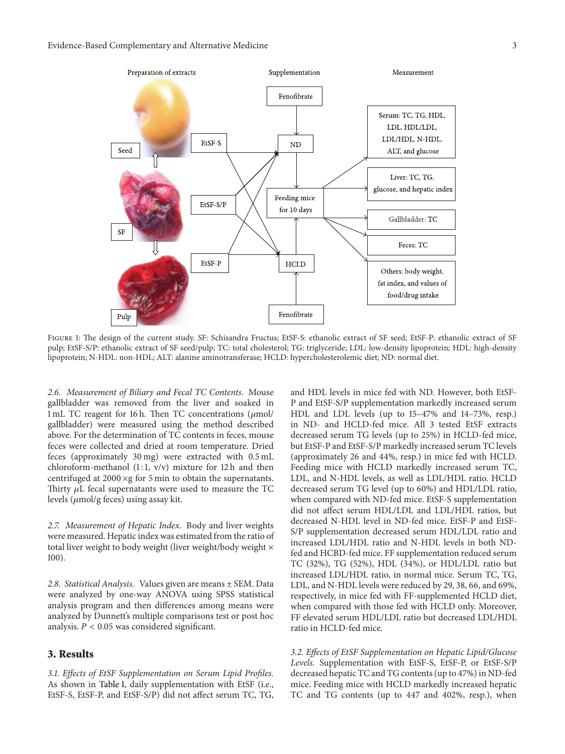Figure 1: The design of the current study. SF: Schisandra Fructus; EtSF-S: ethanolic extract of SF seed; EtSF-P: ethanolic extract of SF pulp; EtSF-S/P: ethanolic extract of SF seed/pulp; TC: total cholesterol; TG: triglyceride; LDL: low-density lipoprotein; HDL: high-density lipoprotein; N-HDL: non-HDL; ALT: alanine aminotransferase; HCLD: hypercholesterolemic diet; ND: normal diet.

*2.6. Measurement of Biliary and Fecal TC Contents.* Mouse gallbladder was removed from the liver and soaked in 1 mL TC reagent for 16 h. Then TC concentrations ($\mu$mol/gallbladder) were measured using the method described above. For the determination of TC contents in feces, mouse feces were collected and dried at room temperature. Dried feces (approximately 30 mg) were extracted with 0.5 mL chloroform-methanol (1 : 1, v/v) mixture for 12 h and then centrifuged at 2000 ×g for 5 min to obtain the supernatants. Thirty $\mu$L fecal supernatants were used to measure the TC levels ($\mu$mol/g feces) using assay kit.

*2.7. Measurement of Hepatic Index.* Body and liver weights were measured. Hepatic index was estimated from the ratio of total liver weight to body weight (liver weight/body weight × 100).

*2.8. Statistical Analysis.* Values given are means ± SEM. Data were analyzed by one-way ANOVA using SPSS statistical analysis program and then differences among means were analyzed by Dunnett's multiple comparisons test or post hoc analysis. $P < 0.05$ was considered significant.

## 3. Results

*3.1. Effects of EtSF Supplementation on Serum Lipid Profiles.* As shown in Table 1, daily supplementation with EtSF (i.e., EtSF-S, EtSF-P, and EtSF-S/P) did not affect serum TC, TG, and HDL levels in mice fed with ND. However, both EtSF-P and EtSF-S/P supplementation markedly increased serum HDL and LDL levels (up to 15–47% and 14–73%, resp.) in ND- and HCLD-fed mice. All 3 tested EtSF extracts decreased serum TG levels (up to 25%) in HCLD-fed mice, but EtSF-P and EtSF-S/P markedly increased serum TC levels (approximately 26 and 44%, resp.) in mice fed with HCLD. Feeding mice with HCLD markedly increased serum TC, LDL, and N-HDL levels, as well as LDL/HDL ratio. HCLD decreased serum TG level (up to 60%) and HDL/LDL ratio, when compared with ND-fed mice. EtSF-S supplementation did not affect serum HDL/LDL and LDL/HDL ratios, but decreased N-HDL level in ND-fed mice. EtSF-P and EtSF-S/P supplementation decreased serum HDL/LDL ratio and increased LDL/HDL ratio and N-HDL levels in both ND-fed and HCBD-fed mice. FF supplementation reduced serum TC (32%), TG (52%), HDL (34%), or HDL/LDL ratio but increased LDL/HDL ratio, in normal mice. Serum TC, TG, LDL, and N-HDL levels were reduced by 29, 38, 66, and 69%, respectively, in mice fed with FF-supplemented HCLD diet, when compared with those fed with HCLD only. Moreover, FF elevated serum HDL/LDL ratio but decreased LDL/HDL ratio in HCLD-fed mice.

*3.2. Effects of EtSF Supplementation on Hepatic Lipid/Glucose Levels.* Supplementation with EtSF-S, EtSF-P, or EtSF-S/P decreased hepatic TC and TG contents (up to 47%) in ND-fed mice. Feeding mice with HCLD markedly increased hepatic TC and TG contents (up to 447 and 402%, resp.), when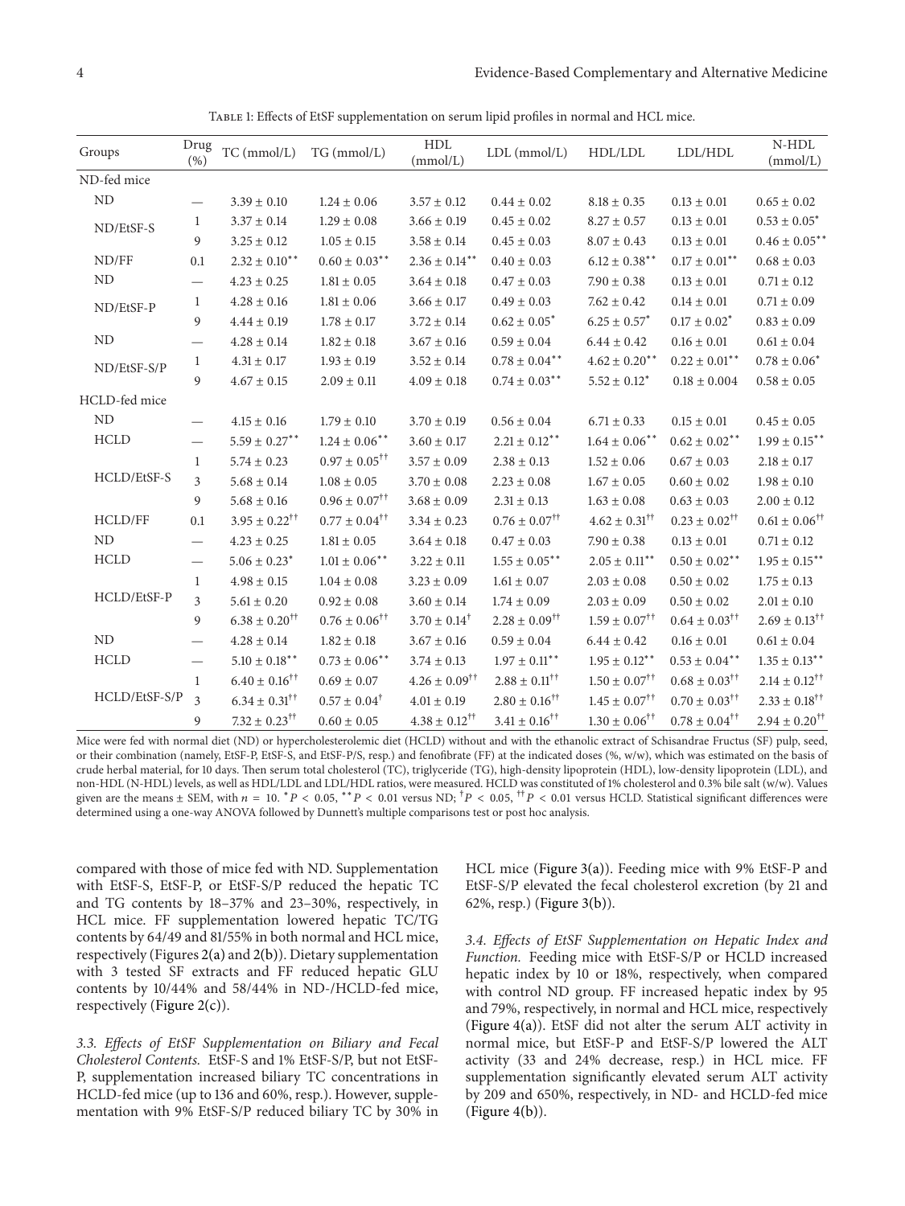Table 1: Effects of EtSF supplementation on serum lipid profiles in normal and HCL mice.

| Groups | Drug (%) | TC (mmol/L) | TG (mmol/L) | HDL (mmol/L) | LDL (mmol/L) | HDL/LDL | LDL/HDL | N-HDL (mmol/L) |
|---|---|---|---|---|---|---|---|---|
| ND-fed mice | | | | | | | | |
| ND | — | 3.39 ± 0.10 | 1.24 ± 0.06 | 3.57 ± 0.12 | 0.44 ± 0.02 | 8.18 ± 0.35 | 0.13 ± 0.01 | 0.65 ± 0.02 |
| ND/EtSF-S | 1 | 3.37 ± 0.14 | 1.29 ± 0.08 | 3.66 ± 0.19 | 0.45 ± 0.02 | 8.27 ± 0.57 | 0.13 ± 0.01 | 0.53 ± 0.05* |
| | 9 | 3.25 ± 0.12 | 1.05 ± 0.15 | 3.58 ± 0.14 | 0.45 ± 0.03 | 8.07 ± 0.43 | 0.13 ± 0.01 | 0.46 ± 0.05** |
| ND/FF | 0.1 | 2.32 ± 0.10** | 0.60 ± 0.03** | 2.36 ± 0.14** | 0.40 ± 0.03 | 6.12 ± 0.38** | 0.17 ± 0.01** | 0.68 ± 0.03 |
| ND | — | 4.23 ± 0.25 | 1.81 ± 0.05 | 3.64 ± 0.18 | 0.47 ± 0.03 | 7.90 ± 0.38 | 0.13 ± 0.01 | 0.71 ± 0.12 |
| ND/EtSF-P | 1 | 4.28 ± 0.16 | 1.81 ± 0.06 | 3.66 ± 0.17 | 0.49 ± 0.03 | 7.62 ± 0.42 | 0.14 ± 0.01 | 0.71 ± 0.09 |
| | 9 | 4.44 ± 0.19 | 1.78 ± 0.17 | 3.72 ± 0.14 | 0.62 ± 0.05* | 6.25 ± 0.57* | 0.17 ± 0.02* | 0.83 ± 0.09 |
| ND | — | 4.28 ± 0.14 | 1.82 ± 0.18 | 3.67 ± 0.16 | 0.59 ± 0.04 | 6.44 ± 0.42 | 0.16 ± 0.01 | 0.61 ± 0.04 |
| ND/EtSF-S/P | 1 | 4.31 ± 0.17 | 1.93 ± 0.19 | 3.52 ± 0.14 | 0.78 ± 0.04** | 4.62 ± 0.20** | 0.22 ± 0.01** | 0.78 ± 0.06* |
| | 9 | 4.67 ± 0.15 | 2.09 ± 0.11 | 4.09 ± 0.18 | 0.74 ± 0.03** | 5.52 ± 0.12* | 0.18 ± 0.004 | 0.58 ± 0.05 |
| HCLD-fed mice | | | | | | | | |
| ND | — | 4.15 ± 0.16 | 1.79 ± 0.10 | 3.70 ± 0.19 | 0.56 ± 0.04 | 6.71 ± 0.33 | 0.15 ± 0.01 | 0.45 ± 0.05 |
| HCLD | — | 5.59 ± 0.27** | 1.24 ± 0.06** | 3.60 ± 0.17 | 2.21 ± 0.12** | 1.64 ± 0.06** | 0.62 ± 0.02** | 1.99 ± 0.15** |
| HCLD/EtSF-S | 1 | 5.74 ± 0.23 | 0.97 ± 0.05†† | 3.57 ± 0.09 | 2.38 ± 0.13 | 1.52 ± 0.06 | 0.67 ± 0.03 | 2.18 ± 0.17 |
| | 3 | 5.68 ± 0.14 | 1.08 ± 0.05 | 3.70 ± 0.08 | 2.23 ± 0.08 | 1.67 ± 0.05 | 0.60 ± 0.02 | 1.98 ± 0.10 |
| | 9 | 5.68 ± 0.16 | 0.96 ± 0.07†† | 3.68 ± 0.09 | 2.31 ± 0.13 | 1.63 ± 0.08 | 0.63 ± 0.03 | 2.00 ± 0.12 |
| HCLD/FF | 0.1 | 3.95 ± 0.22†† | 0.77 ± 0.04†† | 3.34 ± 0.23 | 0.76 ± 0.07†† | 4.62 ± 0.31†† | 0.23 ± 0.02†† | 0.61 ± 0.06†† |
| ND | — | 4.23 ± 0.25 | 1.81 ± 0.05 | 3.64 ± 0.18 | 0.47 ± 0.03 | 7.90 ± 0.38 | 0.13 ± 0.01 | 0.71 ± 0.12 |
| HCLD | — | 5.06 ± 0.23* | 1.01 ± 0.06** | 3.22 ± 0.11 | 1.55 ± 0.05** | 2.05 ± 0.11** | 0.50 ± 0.02** | 1.95 ± 0.15** |
| HCLD/EtSF-P | 1 | 4.98 ± 0.15 | 1.04 ± 0.08 | 3.23 ± 0.09 | 1.61 ± 0.07 | 2.03 ± 0.08 | 0.50 ± 0.02 | 1.75 ± 0.13 |
| | 3 | 5.61 ± 0.20 | 0.92 ± 0.08 | 3.60 ± 0.14 | 1.74 ± 0.09 | 2.03 ± 0.09 | 0.50 ± 0.02 | 2.01 ± 0.10 |
| | 9 | 6.38 ± 0.20†† | 0.76 ± 0.06†† | 3.70 ± 0.14† | 2.28 ± 0.09†† | 1.59 ± 0.07†† | 0.64 ± 0.03†† | 2.69 ± 0.13†† |
| ND | — | 4.28 ± 0.14 | 1.82 ± 0.18 | 3.67 ± 0.16 | 0.59 ± 0.04 | 6.44 ± 0.42 | 0.16 ± 0.01 | 0.61 ± 0.04 |
| HCLD | — | 5.10 ± 0.18** | 0.73 ± 0.06** | 3.74 ± 0.13 | 1.97 ± 0.11** | 1.95 ± 0.12** | 0.53 ± 0.04** | 1.35 ± 0.13** |
| HCLD/EtSF-S/P | 1 | 6.40 ± 0.16†† | 0.69 ± 0.07 | 4.26 ± 0.09†† | 2.88 ± 0.11†† | 1.50 ± 0.07†† | 0.68 ± 0.03†† | 2.14 ± 0.12†† |
| | 3 | 6.34 ± 0.31†† | 0.57 ± 0.04† | 4.01 ± 0.19 | 2.80 ± 0.16†† | 1.45 ± 0.07†† | 0.70 ± 0.03†† | 2.33 ± 0.18†† |
| | 9 | 7.32 ± 0.23†† | 0.60 ± 0.05 | 4.38 ± 0.12†† | 3.41 ± 0.16†† | 1.30 ± 0.06†† | 0.78 ± 0.04†† | 2.94 ± 0.20†† |

Mice were fed with normal diet (ND) or hypercholesterolemic diet (HCLD) without and with the ethanolic extract of Schisandrae Fructus (SF) pulp, seed, or their combination (namely, EtSF-P, EtSF-S, and EtSF-P/S, resp.) and fenofibrate (FF) at the indicated doses (%, w/w), which was estimated on the basis of crude herbal material, for 10 days. Then serum total cholesterol (TC), triglyceride (TG), high-density lipoprotein (HDL), low-density lipoprotein (LDL), and non-HDL (N-HDL) levels, as well as HDL/LDL and LDL/HDL ratios, were measured. HCLD was constituted of 1% cholesterol and 0.3% bile salt (w/w). Values given are the means ± SEM, with $n = 10$. $^*P < 0.05$, $^{**}P < 0.01$ versus ND; $^{\dagger}P < 0.05$, $^{\dagger\dagger}P < 0.01$ versus HCLD. Statistical significant differences were determined using a one-way ANOVA followed by Dunnett's multiple comparisons test or post hoc analysis.

compared with those of mice fed with ND. Supplementation with EtSF-S, EtSF-P, or EtSF-S/P reduced the hepatic TC and TG contents by 18–37% and 23–30%, respectively, in HCL mice. FF supplementation lowered hepatic TC/TG contents by 64/49 and 81/55% in both normal and HCL mice, respectively (Figures 2(a) and 2(b)). Dietary supplementation with 3 tested SF extracts and FF reduced hepatic GLU contents by 10/44% and 58/44% in ND-/HCLD-fed mice, respectively (Figure 2(c)).

*3.3. Effects of EtSF Supplementation on Biliary and Fecal Cholesterol Contents.* EtSF-S and 1% EtSF-S/P, but not EtSF-P, supplementation increased biliary TC concentrations in HCLD-fed mice (up to 136 and 60%, resp.). However, supplementation with 9% EtSF-S/P reduced biliary TC by 30% in HCL mice (Figure 3(a)). Feeding mice with 9% EtSF-P and EtSF-S/P elevated the fecal cholesterol excretion (by 21 and 62%, resp.) (Figure 3(b)).

*3.4. Effects of EtSF Supplementation on Hepatic Index and Function.* Feeding mice with EtSF-S/P or HCLD increased hepatic index by 10 or 18%, respectively, when compared with control ND group. FF increased hepatic index by 95 and 79%, respectively, in normal and HCL mice, respectively (Figure 4(a)). EtSF did not alter the serum ALT activity in normal mice, but EtSF-P and EtSF-S/P lowered the ALT activity (33 and 24% decrease, resp.) in HCL mice. FF supplementation significantly elevated serum ALT activity by 209 and 650%, respectively, in ND- and HCLD-fed mice (Figure 4(b)).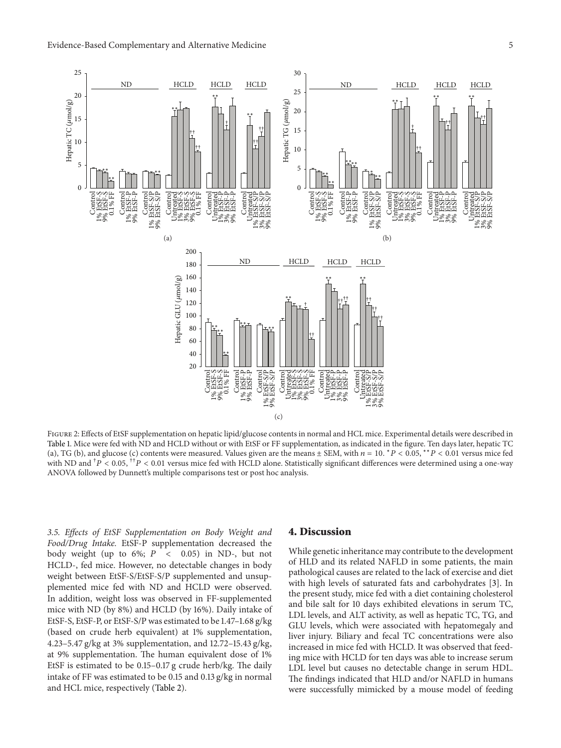Figure 2: Effects of EtSF supplementation on hepatic lipid/glucose contents in normal and HCL mice. Experimental details were described in Table 1. Mice were fed with ND and HCLD without or with EtSF or FF supplementation, as indicated in the figure. Ten days later, hepatic TC (a), TG (b), and glucose (c) contents were measured. Values given are the means ± SEM, with $n = 10$. $^{*}P < 0.05$, $^{**}P < 0.01$ versus mice fed with ND and $^{\dagger}P < 0.05$, $^{\dagger\dagger}P < 0.01$ versus mice fed with HCLD alone. Statistically significant differences were determined using a one-way ANOVA followed by Dunnett's multiple comparisons test or post hoc analysis.

*3.5. Effects of EtSF Supplementation on Body Weight and Food/Drug Intake.* EtSF-P supplementation decreased the body weight (up to 6%; $P < 0.05$) in ND-, but not HCLD-, fed mice. However, no detectable changes in body weight between EtSF-S/EtSF-S/P supplemented and unsupplemented mice fed with ND and HCLD were observed. In addition, weight loss was observed in FF-supplemented mice with ND (by 8%) and HCLD (by 16%). Daily intake of EtSF-S, EtSF-P, or EtSF-S/P was estimated to be 1.47–1.68 g/kg (based on crude herb equivalent) at 1% supplementation, 4.23–5.47 g/kg at 3% supplementation, and 12.72–15.43 g/kg, at 9% supplementation. The human equivalent dose of 1% EtSF is estimated to be 0.15–0.17 g crude herb/kg. The daily intake of FF was estimated to be 0.15 and 0.13 g/kg in normal and HCL mice, respectively (Table 2).

## 4. Discussion

While genetic inheritance may contribute to the development of HLD and its related NAFLD in some patients, the main pathological causes are related to the lack of exercise and diet with high levels of saturated fats and carbohydrates [3]. In the present study, mice fed with a diet containing cholesterol and bile salt for 10 days exhibited elevations in serum TC, LDL levels, and ALT activity, as well as hepatic TC, TG, and GLU levels, which were associated with hepatomegaly and liver injury. Biliary and fecal TC concentrations were also increased in mice fed with HCLD. It was observed that feeding mice with HCLD for ten days was able to increase serum LDL level but causes no detectable change in serum HDL. The findings indicated that HLD and/or NAFLD in humans were successfully mimicked by a mouse model of feeding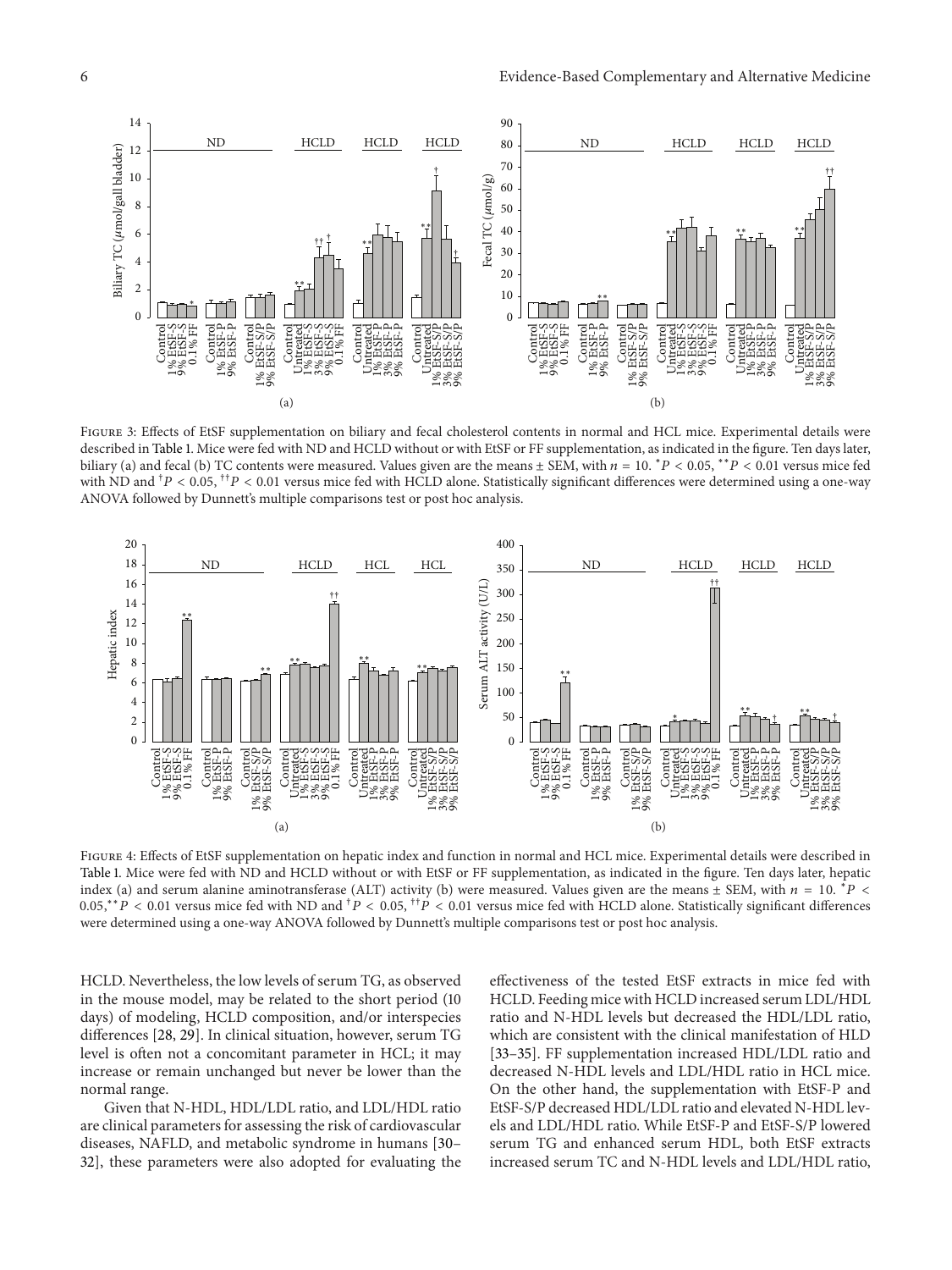Figure 3: Effects of EtSF supplementation on biliary and fecal cholesterol contents in normal and HCL mice. Experimental details were described in Table 1. Mice were fed with ND and HCLD without or with EtSF or FF supplementation, as indicated in the figure. Ten days later, biliary (a) and fecal (b) TC contents were measured. Values given are the means ± SEM, with $n = 10$. $^{*}P < 0.05$, $^{**}P < 0.01$ versus mice fed with ND and $^{\dagger}P < 0.05$, $^{\dagger\dagger}P < 0.01$ versus mice fed with HCLD alone. Statistically significant differences were determined using a one-way ANOVA followed by Dunnett's multiple comparisons test or post hoc analysis.

Figure 4: Effects of EtSF supplementation on hepatic index and function in normal and HCL mice. Experimental details were described in Table 1. Mice were fed with ND and HCLD without or with EtSF or FF supplementation, as indicated in the figure. Ten days later, hepatic index (a) and serum alanine aminotransferase (ALT) activity (b) were measured. Values given are the means ± SEM, with $n = 10$. $^{*}P < 0.05$, $^{**}P < 0.01$ versus mice fed with ND and $^{\dagger}P < 0.05$, $^{\dagger\dagger}P < 0.01$ versus mice fed with HCLD alone. Statistically significant differences were determined using a one-way ANOVA followed by Dunnett's multiple comparisons test or post hoc analysis.

HCLD. Nevertheless, the low levels of serum TG, as observed in the mouse model, may be related to the short period (10 days) of modeling, HCLD composition, and/or interspecies differences [28, 29]. In clinical situation, however, serum TG level is often not a concomitant parameter in HCL; it may increase or remain unchanged but never be lower than the normal range.

Given that N-HDL, HDL/LDL ratio, and LDL/HDL ratio are clinical parameters for assessing the risk of cardiovascular diseases, NAFLD, and metabolic syndrome in humans [30–32], these parameters were also adopted for evaluating the effectiveness of the tested EtSF extracts in mice fed with HCLD. Feeding mice with HCLD increased serum LDL/HDL ratio and N-HDL levels but decreased the HDL/LDL ratio, which are consistent with the clinical manifestation of HLD [33–35]. FF supplementation increased HDL/LDL ratio and decreased N-HDL levels and LDL/HDL ratio in HCL mice. On the other hand, the supplementation with EtSF-P and EtSF-S/P decreased HDL/LDL ratio and elevated N-HDL levels and LDL/HDL ratio. While EtSF-P and EtSF-S/P lowered serum TG and enhanced serum HDL, both EtSF extracts increased serum TC and N-HDL levels and LDL/HDL ratio,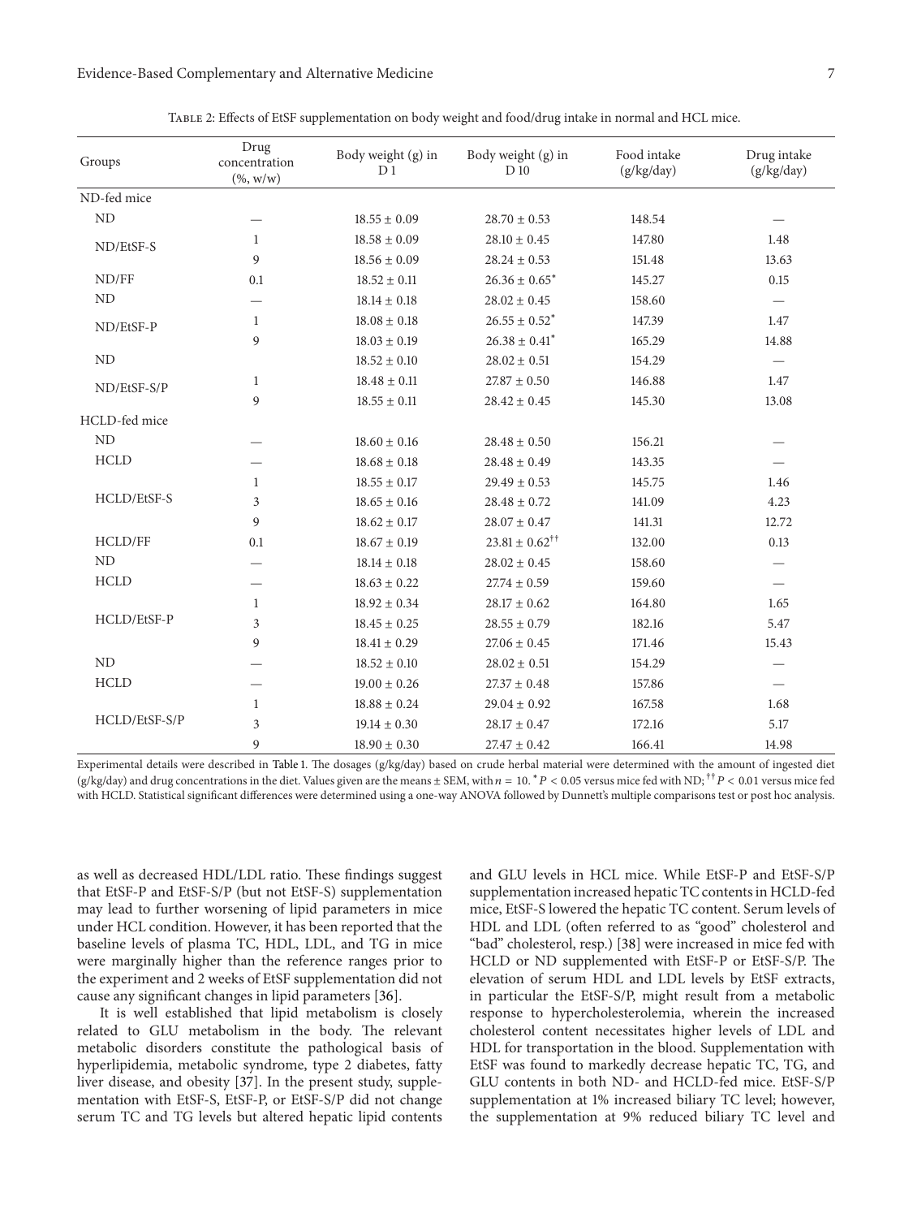Table 2: Effects of EtSF supplementation on body weight and food/drug intake in normal and HCL mice.

| Groups | Drug concentration (%, w/w) | Body weight (g) in D 1 | Body weight (g) in D 10 | Food intake (g/kg/day) | Drug intake (g/kg/day) |
|---|---|---|---|---|---|
| ND-fed mice | | | | | |
| ND | — | 18.55 ± 0.09 | 28.70 ± 0.53 | 148.54 | — |
| ND/EtSF-S | 1 | 18.58 ± 0.09 | 28.10 ± 0.45 | 147.80 | 1.48 |
| | 9 | 18.56 ± 0.09 | 28.24 ± 0.53 | 151.48 | 13.63 |
| ND/FF | 0.1 | 18.52 ± 0.11 | 26.36 ± 0.65* | 145.27 | 0.15 |
| ND | — | 18.14 ± 0.18 | 28.02 ± 0.45 | 158.60 | — |
| ND/EtSF-P | 1 | 18.08 ± 0.18 | 26.55 ± 0.52* | 147.39 | 1.47 |
| | 9 | 18.03 ± 0.19 | 26.38 ± 0.41* | 165.29 | 14.88 |
| ND | | 18.52 ± 0.10 | 28.02 ± 0.51 | 154.29 | — |
| ND/EtSF-S/P | 1 | 18.48 ± 0.11 | 27.87 ± 0.50 | 146.88 | 1.47 |
| | 9 | 18.55 ± 0.11 | 28.42 ± 0.45 | 145.30 | 13.08 |
| HCLD-fed mice | | | | | |
| ND | — | 18.60 ± 0.16 | 28.48 ± 0.50 | 156.21 | — |
| HCLD | — | 18.68 ± 0.18 | 28.48 ± 0.49 | 143.35 | — |
| HCLD/EtSF-S | 1 | 18.55 ± 0.17 | 29.49 ± 0.53 | 145.75 | 1.46 |
| | 3 | 18.65 ± 0.16 | 28.48 ± 0.72 | 141.09 | 4.23 |
| | 9 | 18.62 ± 0.17 | 28.07 ± 0.47 | 141.31 | 12.72 |
| HCLD/FF | 0.1 | 18.67 ± 0.19 | 23.81 ± 0.62†† | 132.00 | 0.13 |
| ND | — | 18.14 ± 0.18 | 28.02 ± 0.45 | 158.60 | — |
| HCLD | — | 18.63 ± 0.22 | 27.74 ± 0.59 | 159.60 | — |
| HCLD/EtSF-P | 1 | 18.92 ± 0.34 | 28.17 ± 0.62 | 164.80 | 1.65 |
| | 3 | 18.45 ± 0.25 | 28.55 ± 0.79 | 182.16 | 5.47 |
| | 9 | 18.41 ± 0.29 | 27.06 ± 0.45 | 171.46 | 15.43 |
| ND | — | 18.52 ± 0.10 | 28.02 ± 0.51 | 154.29 | — |
| HCLD | — | 19.00 ± 0.26 | 27.37 ± 0.48 | 157.86 | — |
| HCLD/EtSF-S/P | 1 | 18.88 ± 0.24 | 29.04 ± 0.92 | 167.58 | 1.68 |
| | 3 | 19.14 ± 0.30 | 28.17 ± 0.47 | 172.16 | 5.17 |
| | 9 | 18.90 ± 0.30 | 27.47 ± 0.42 | 166.41 | 14.98 |

Experimental details were described in Table 1. The dosages (g/kg/day) based on crude herbal material were determined with the amount of ingested diet (g/kg/day) and drug concentrations in the diet. Values given are the means ± SEM, with $n = 10$. * $P < 0.05$ versus mice fed with ND; †† $P < 0.01$ versus mice fed with HCLD. Statistical significant differences were determined using a one-way ANOVA followed by Dunnett's multiple comparisons test or post hoc analysis.

as well as decreased HDL/LDL ratio. These findings suggest that EtSF-P and EtSF-S/P (but not EtSF-S) supplementation may lead to further worsening of lipid parameters in mice under HCL condition. However, it has been reported that the baseline levels of plasma TC, HDL, LDL, and TG in mice were marginally higher than the reference ranges prior to the experiment and 2 weeks of EtSF supplementation did not cause any significant changes in lipid parameters [36].

It is well established that lipid metabolism is closely related to GLU metabolism in the body. The relevant metabolic disorders constitute the pathological basis of hyperlipidemia, metabolic syndrome, type 2 diabetes, fatty liver disease, and obesity [37]. In the present study, supplementation with EtSF-S, EtSF-P, or EtSF-S/P did not change serum TC and TG levels but altered hepatic lipid contents and GLU levels in HCL mice. While EtSF-P and EtSF-S/P supplementation increased hepatic TC contents in HCLD-fed mice, EtSF-S lowered the hepatic TC content. Serum levels of HDL and LDL (often referred to as "good" cholesterol and "bad" cholesterol, resp.) [38] were increased in mice fed with HCLD or ND supplemented with EtSF-P or EtSF-S/P. The elevation of serum HDL and LDL levels by EtSF extracts, in particular the EtSF-S/P, might result from a metabolic response to hypercholesterolemia, wherein the increased cholesterol content necessitates higher levels of LDL and HDL for transportation in the blood. Supplementation with EtSF was found to markedly decrease hepatic TC, TG, and GLU contents in both ND- and HCLD-fed mice. EtSF-S/P supplementation at 1% increased biliary TC level; however, the supplementation at 9% reduced biliary TC level and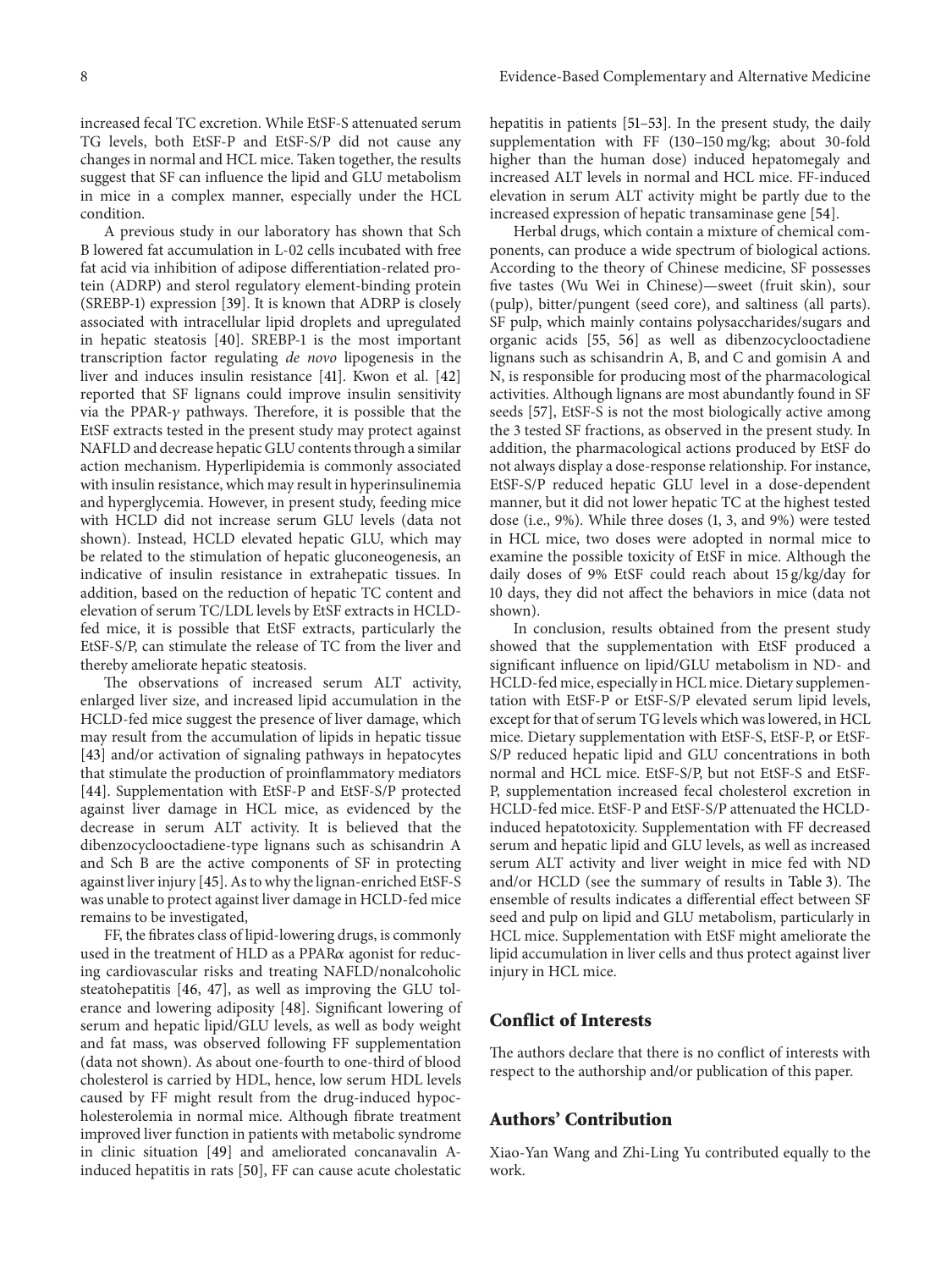increased fecal TC excretion. While EtSF-S attenuated serum TG levels, both EtSF-P and EtSF-S/P did not cause any changes in normal and HCL mice. Taken together, the results suggest that SF can influence the lipid and GLU metabolism in mice in a complex manner, especially under the HCL condition.

A previous study in our laboratory has shown that Sch B lowered fat accumulation in L-02 cells incubated with free fat acid via inhibition of adipose differentiation-related protein (ADRP) and sterol regulatory element-binding protein (SREBP-1) expression [39]. It is known that ADRP is closely associated with intracellular lipid droplets and upregulated in hepatic steatosis [40]. SREBP-1 is the most important transcription factor regulating *de novo* lipogenesis in the liver and induces insulin resistance [41]. Kwon et al. [42] reported that SF lignans could improve insulin sensitivity via the PPAR-$\gamma$ pathways. Therefore, it is possible that the EtSF extracts tested in the present study may protect against NAFLD and decrease hepatic GLU contents through a similar action mechanism. Hyperlipidemia is commonly associated with insulin resistance, which may result in hyperinsulinemia and hyperglycemia. However, in present study, feeding mice with HCLD did not increase serum GLU levels (data not shown). Instead, HCLD elevated hepatic GLU, which may be related to the stimulation of hepatic gluconeogenesis, an indicative of insulin resistance in extrahepatic tissues. In addition, based on the reduction of hepatic TC content and elevation of serum TC/LDL levels by EtSF extracts in HCLD-fed mice, it is possible that EtSF extracts, particularly the EtSF-S/P, can stimulate the release of TC from the liver and thereby ameliorate hepatic steatosis.

The observations of increased serum ALT activity, enlarged liver size, and increased lipid accumulation in the HCLD-fed mice suggest the presence of liver damage, which may result from the accumulation of lipids in hepatic tissue [43] and/or activation of signaling pathways in hepatocytes that stimulate the production of proinflammatory mediators [44]. Supplementation with EtSF-P and EtSF-S/P protected against liver damage in HCL mice, as evidenced by the decrease in serum ALT activity. It is believed that the dibenzocyclooctadiene-type lignans such as schisandrin A and Sch B are the active components of SF in protecting against liver injury [45]. As to why the lignan-enriched EtSF-S was unable to protect against liver damage in HCLD-fed mice remains to be investigated,

FF, the fibrates class of lipid-lowering drugs, is commonly used in the treatment of HLD as a PPAR$\alpha$ agonist for reducing cardiovascular risks and treating NAFLD/nonalcoholic steatohepatitis [46, 47], as well as improving the GLU tolerance and lowering adiposity [48]. Significant lowering of serum and hepatic lipid/GLU levels, as well as body weight and fat mass, was observed following FF supplementation (data not shown). As about one-fourth to one-third of blood cholesterol is carried by HDL, hence, low serum HDL levels caused by FF might result from the drug-induced hypocholesterolemia in normal mice. Although fibrate treatment improved liver function in patients with metabolic syndrome in clinic situation [49] and ameliorated concanavalin A-induced hepatitis in rats [50], FF can cause acute cholestatic hepatitis in patients [51–53]. In the present study, the daily supplementation with FF (130–150 mg/kg; about 30-fold higher than the human dose) induced hepatomegaly and increased ALT levels in normal and HCL mice. FF-induced elevation in serum ALT activity might be partly due to the increased expression of hepatic transaminase gene [54].

Herbal drugs, which contain a mixture of chemical components, can produce a wide spectrum of biological actions. According to the theory of Chinese medicine, SF possesses five tastes (Wu Wei in Chinese)—sweet (fruit skin), sour (pulp), bitter/pungent (seed core), and saltiness (all parts). SF pulp, which mainly contains polysaccharides/sugars and organic acids [55, 56] as well as dibenzocyclooctadiene lignans such as schisandrin A, B, and C and gomisin A and N, is responsible for producing most of the pharmacological activities. Although lignans are most abundantly found in SF seeds [57], EtSF-S is not the most biologically active among the 3 tested SF fractions, as observed in the present study. In addition, the pharmacological actions produced by EtSF do not always display a dose-response relationship. For instance, EtSF-S/P reduced hepatic GLU level in a dose-dependent manner, but it did not lower hepatic TC at the highest tested dose (i.e., 9%). While three doses (1, 3, and 9%) were tested in HCL mice, two doses were adopted in normal mice to examine the possible toxicity of EtSF in mice. Although the daily doses of 9% EtSF could reach about 15 g/kg/day for 10 days, they did not affect the behaviors in mice (data not shown).

In conclusion, results obtained from the present study showed that the supplementation with EtSF produced a significant influence on lipid/GLU metabolism in ND- and HCLD-fed mice, especially in HCL mice. Dietary supplementation with EtSF-P or EtSF-S/P elevated serum lipid levels, except for that of serum TG levels which was lowered, in HCL mice. Dietary supplementation with EtSF-S, EtSF-P, or EtSF-S/P reduced hepatic lipid and GLU concentrations in both normal and HCL mice. EtSF-S/P, but not EtSF-S and EtSF-P, supplementation increased fecal cholesterol excretion in HCLD-fed mice. EtSF-P and EtSF-S/P attenuated the HCLD-induced hepatotoxicity. Supplementation with FF decreased serum and hepatic lipid and GLU levels, as well as increased serum ALT activity and liver weight in mice fed with ND and/or HCLD (see the summary of results in Table 3). The ensemble of results indicates a differential effect between SF seed and pulp on lipid and GLU metabolism, particularly in HCL mice. Supplementation with EtSF might ameliorate the lipid accumulation in liver cells and thus protect against liver injury in HCL mice.

## Conflict of Interests

The authors declare that there is no conflict of interests with respect to the authorship and/or publication of this paper.

## Authors' Contribution

Xiao-Yan Wang and Zhi-Ling Yu contributed equally to the work.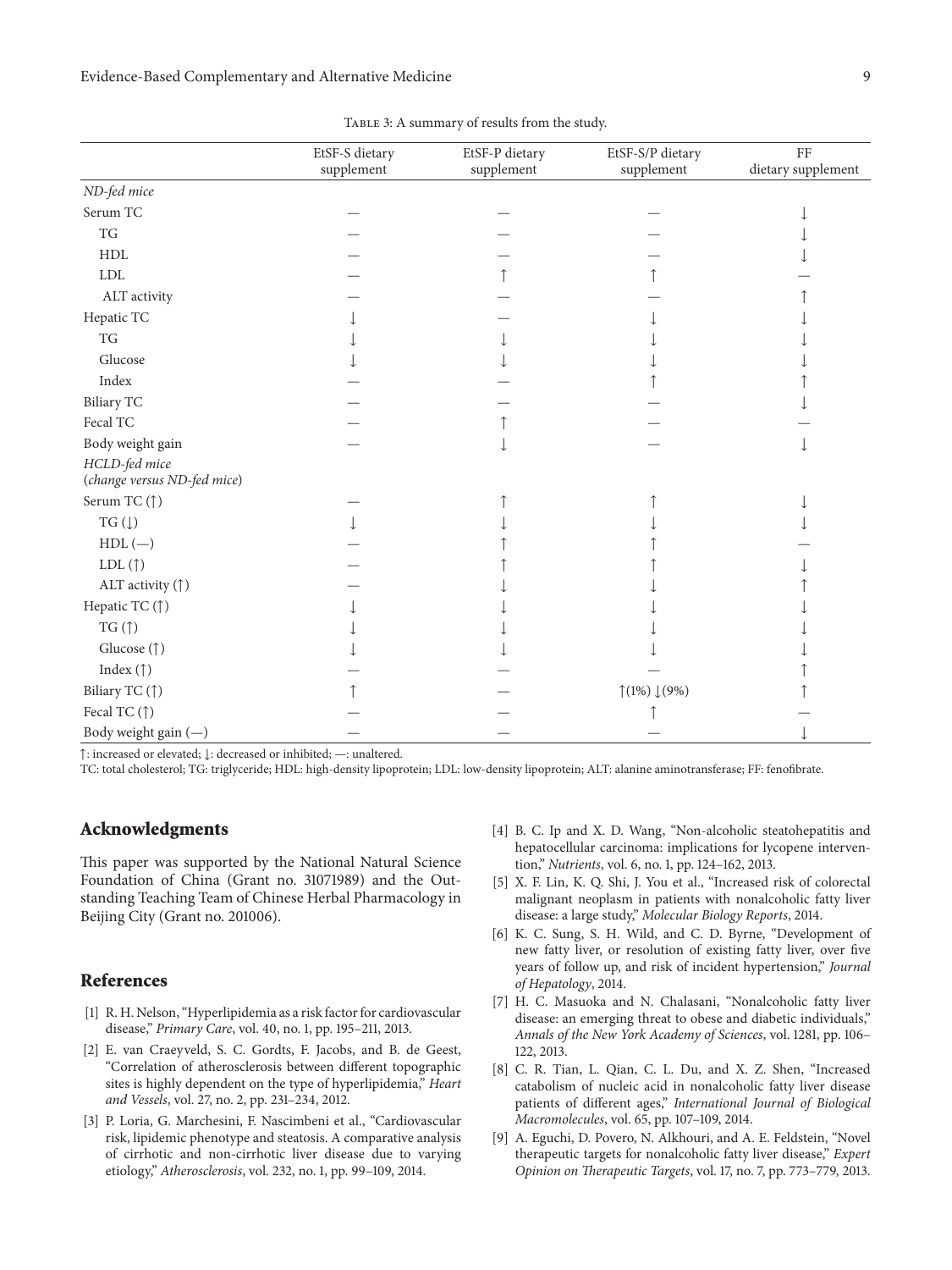Table 3: A summary of results from the study.

| | EtSF-S dietary supplement | EtSF-P dietary supplement | EtSF-S/P dietary supplement | FF dietary supplement |
|---|---|---|---|---|
| *ND-fed mice* | | | | |
| Serum TC | — | — | — | ↓ |
| TG | — | — | — | ↓ |
| HDL | — | — | — | ↓ |
| LDL | — | ↑ | ↑ | — |
| ALT activity | — | — | — | ↑ |
| Hepatic TC | ↓ | — | ↓ | ↓ |
| TG | ↓ | ↓ | ↓ | ↓ |
| Glucose | ↓ | ↓ | ↓ | ↓ |
| Index | — | — | ↑ | ↑ |
| Biliary TC | — | — | — | ↓ |
| Fecal TC | — | ↑ | — | — |
| Body weight gain | — | ↓ | — | ↓ |
| *HCLD-fed mice* (*change versus ND-fed mice*) | | | | |
| Serum TC (↑) | — | ↑ | ↑ | ↓ |
| TG (↓) | ↓ | ↓ | ↓ | ↓ |
| HDL (—) | — | ↑ | ↑ | — |
| LDL (↑) | — | ↑ | ↑ | ↓ |
| ALT activity (↑) | — | ↓ | ↓ | ↑ |
| Hepatic TC (↑) | ↓ | ↓ | ↓ | ↓ |
| TG (↑) | ↓ | ↓ | ↓ | ↓ |
| Glucose (↑) | ↓ | ↓ | ↓ | ↓ |
| Index (↑) | — | — | — | ↑ |
| Biliary TC (↑) | ↑ | — | ↑(1%) ↓(9%) | ↑ |
| Fecal TC (↑) | — | — | ↑ | — |
| Body weight gain (—) | — | — | — | ↓ |

↑: increased or elevated; ↓: decreased or inhibited; —: unaltered.

TC: total cholesterol; TG: triglyceride; HDL: high-density lipoprotein; LDL: low-density lipoprotein; ALT: alanine aminotransferase; FF: fenofibrate.

## Acknowledgments

This paper was supported by the National Natural Science Foundation of China (Grant no. 31071989) and the Outstanding Teaching Team of Chinese Herbal Pharmacology in Beijing City (Grant no. 201006).

## References

[1] R. H. Nelson, "Hyperlipidemia as a risk factor for cardiovascular disease," *Primary Care*, vol. 40, no. 1, pp. 195–211, 2013.

[2] E. van Craeyveld, S. C. Gordts, F. Jacobs, and B. de Geest, "Correlation of atherosclerosis between different topographic sites is highly dependent on the type of hyperlipidemia," *Heart and Vessels*, vol. 27, no. 2, pp. 231–234, 2012.

[3] P. Loria, G. Marchesini, F. Nascimbeni et al., "Cardiovascular risk, lipidemic phenotype and steatosis. A comparative analysis of cirrhotic and non-cirrhotic liver disease due to varying etiology," *Atherosclerosis*, vol. 232, no. 1, pp. 99–109, 2014.

[4] B. C. Ip and X. D. Wang, "Non-alcoholic steatohepatitis and hepatocellular carcinoma: implications for lycopene intervention," *Nutrients*, vol. 6, no. 1, pp. 124–162, 2013.

[5] X. F. Lin, K. Q. Shi, J. You et al., "Increased risk of colorectal malignant neoplasm in patients with nonalcoholic fatty liver disease: a large study," *Molecular Biology Reports*, 2014.

[6] K. C. Sung, S. H. Wild, and C. D. Byrne, "Development of new fatty liver, or resolution of existing fatty liver, over five years of follow up, and risk of incident hypertension," *Journal of Hepatology*, 2014.

[7] H. C. Masuoka and N. Chalasani, "Nonalcoholic fatty liver disease: an emerging threat to obese and diabetic individuals," *Annals of the New York Academy of Sciences*, vol. 1281, pp. 106–122, 2013.

[8] C. R. Tian, L. Qian, C. L. Du, and X. Z. Shen, "Increased catabolism of nucleic acid in nonalcoholic fatty liver disease patients of different ages," *International Journal of Biological Macromolecules*, vol. 65, pp. 107–109, 2014.

[9] A. Eguchi, D. Povero, N. Alkhouri, and A. E. Feldstein, "Novel therapeutic targets for nonalcoholic fatty liver disease," *Expert Opinion on Therapeutic Targets*, vol. 17, no. 7, pp. 773–779, 2013.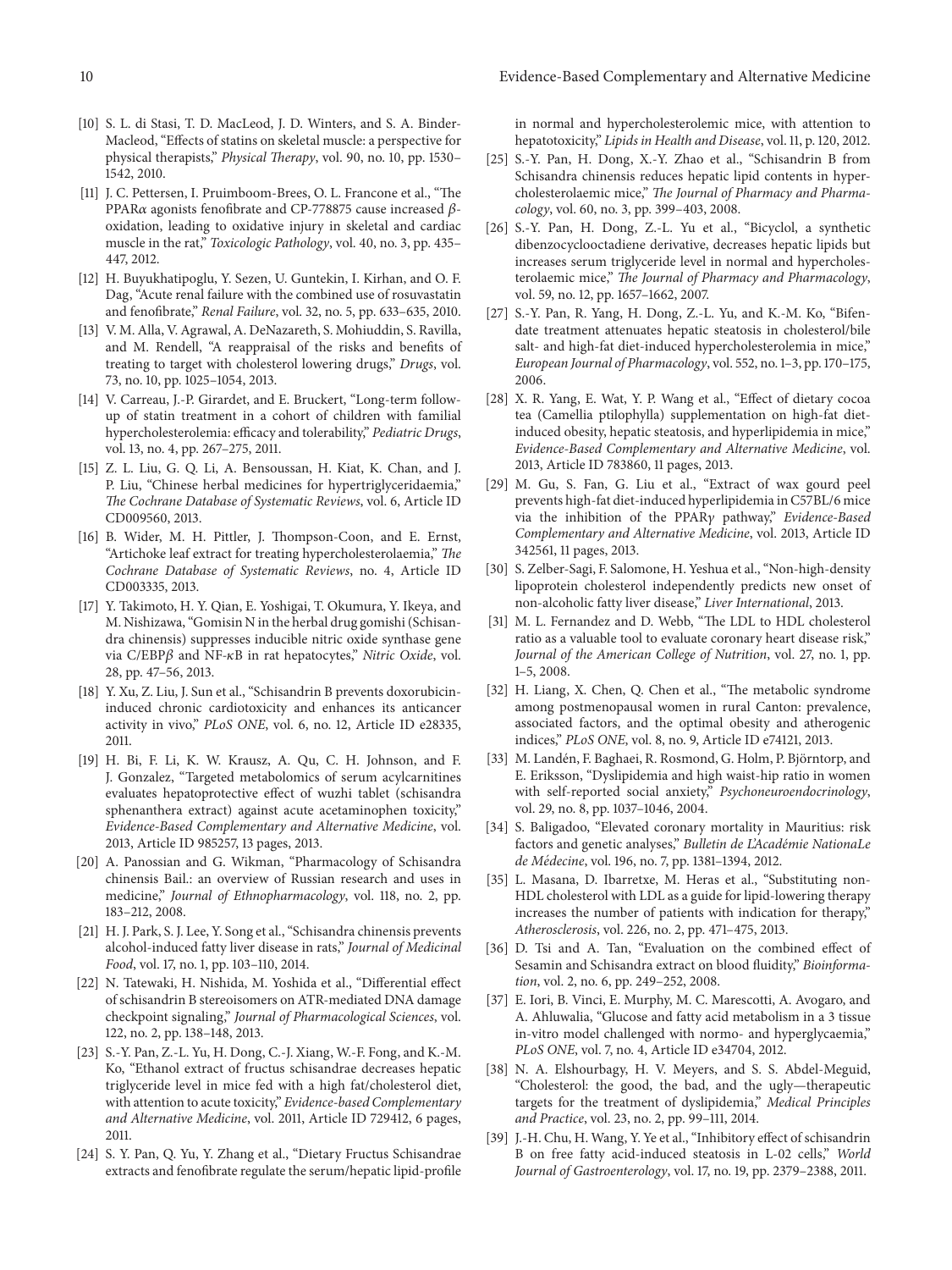[10] S. L. di Stasi, T. D. MacLeod, J. D. Winters, and S. A. Binder-Macleod, "Effects of statins on skeletal muscle: a perspective for physical therapists," *Physical Therapy*, vol. 90, no. 10, pp. 1530–1542, 2010.

[11] J. C. Pettersen, I. Pruimboom-Brees, O. L. Francone et al., "The PPAR$\alpha$ agonists fenofibrate and CP-778875 cause increased $\beta$-oxidation, leading to oxidative injury in skeletal and cardiac muscle in the rat," *Toxicologic Pathology*, vol. 40, no. 3, pp. 435–447, 2012.

[12] H. Buyukhatipoglu, Y. Sezen, U. Guntekin, I. Kirhan, and O. F. Dag, "Acute renal failure with the combined use of rosuvastatin and fenofibrate," *Renal Failure*, vol. 32, no. 5, pp. 633–635, 2010.

[13] V. M. Alla, V. Agrawal, A. DeNazareth, S. Mohiuddin, S. Ravilla, and M. Rendell, "A reappraisal of the risks and benefits of treating to target with cholesterol lowering drugs," *Drugs*, vol. 73, no. 10, pp. 1025–1054, 2013.

[14] V. Carreau, J.-P. Girardet, and E. Bruckert, "Long-term follow-up of statin treatment in a cohort of children with familial hypercholesterolemia: efficacy and tolerability," *Pediatric Drugs*, vol. 13, no. 4, pp. 267–275, 2011.

[15] Z. L. Liu, G. Q. Li, A. Bensoussan, H. Kiat, K. Chan, and J. P. Liu, "Chinese herbal medicines for hypertriglyceridaemia," *The Cochrane Database of Systematic Reviews*, vol. 6, Article ID CD009560, 2013.

[16] B. Wider, M. H. Pittler, J. Thompson-Coon, and E. Ernst, "Artichoke leaf extract for treating hypercholesterolaemia," *The Cochrane Database of Systematic Reviews*, no. 4, Article ID CD003335, 2013.

[17] Y. Takimoto, H. Y. Qian, E. Yoshigai, T. Okumura, Y. Ikeya, and M. Nishizawa, "Gomisin N in the herbal drug gomishi (Schisandra chinensis) suppresses inducible nitric oxide synthase gene via C/EBP$\beta$ and NF-$\kappa$B in rat hepatocytes," *Nitric Oxide*, vol. 28, pp. 47–56, 2013.

[18] Y. Xu, Z. Liu, J. Sun et al., "Schisandrin B prevents doxorubicin-induced chronic cardiotoxicity and enhances its anticancer activity in vivo," *PLoS ONE*, vol. 6, no. 12, Article ID e28335, 2011.

[19] H. Bi, F. Li, K. W. Krausz, A. Qu, C. H. Johnson, and F. J. Gonzalez, "Targeted metabolomics of serum acylcarnitines evaluates hepatoprotective effect of wuzhi tablet (schisandra sphenanthera extract) against acute acetaminophen toxicity," *Evidence-Based Complementary and Alternative Medicine*, vol. 2013, Article ID 985257, 13 pages, 2013.

[20] A. Panossian and G. Wikman, "Pharmacology of Schisandra chinensis Bail.: an overview of Russian research and uses in medicine," *Journal of Ethnopharmacology*, vol. 118, no. 2, pp. 183–212, 2008.

[21] H. J. Park, S. J. Lee, Y. Song et al., "Schisandra chinensis prevents alcohol-induced fatty liver disease in rats," *Journal of Medicinal Food*, vol. 17, no. 1, pp. 103–110, 2014.

[22] N. Tatewaki, H. Nishida, M. Yoshida et al., "Differential effect of schisandrin B stereoisomers on ATR-mediated DNA damage checkpoint signaling," *Journal of Pharmacological Sciences*, vol. 122, no. 2, pp. 138–148, 2013.

[23] S.-Y. Pan, Z.-L. Yu, H. Dong, C.-J. Xiang, W.-F. Fong, and K.-M. Ko, "Ethanol extract of fructus schisandrae decreases hepatic triglyceride level in mice fed with a high fat/cholesterol diet, with attention to acute toxicity," *Evidence-based Complementary and Alternative Medicine*, vol. 2011, Article ID 729412, 6 pages, 2011.

[24] S. Y. Pan, Q. Yu, Y. Zhang et al., "Dietary Fructus Schisandrae extracts and fenofibrate regulate the serum/hepatic lipid-profile in normal and hypercholesterolemic mice, with attention to hepatotoxicity," *Lipids in Health and Disease*, vol. 11, p. 120, 2012.

[25] S.-Y. Pan, H. Dong, X.-Y. Zhao et al., "Schisandrin B from Schisandra chinensis reduces hepatic lipid contents in hypercholesterolaemic mice," *The Journal of Pharmacy and Pharmacology*, vol. 60, no. 3, pp. 399–403, 2008.

[26] S.-Y. Pan, H. Dong, Z.-L. Yu et al., "Bicyclol, a synthetic dibenzocyclooctadiene derivative, decreases hepatic lipids but increases serum triglyceride level in normal and hypercholesterolaemic mice," *The Journal of Pharmacy and Pharmacology*, vol. 59, no. 12, pp. 1657–1662, 2007.

[27] S.-Y. Pan, R. Yang, H. Dong, Z.-L. Yu, and K.-M. Ko, "Bifendate treatment attenuates hepatic steatosis in cholesterol/bile salt- and high-fat diet-induced hypercholesterolemia in mice," *European Journal of Pharmacology*, vol. 552, no. 1–3, pp. 170–175, 2006.

[28] X. R. Yang, E. Wat, Y. P. Wang et al., "Effect of dietary cocoa tea (Camellia ptilophylla) supplementation on high-fat diet-induced obesity, hepatic steatosis, and hyperlipidemia in mice," *Evidence-Based Complementary and Alternative Medicine*, vol. 2013, Article ID 783860, 11 pages, 2013.

[29] M. Gu, S. Fan, G. Liu et al., "Extract of wax gourd peel prevents high-fat diet-induced hyperlipidemia in C57BL/6 mice via the inhibition of the PPAR$\gamma$ pathway," *Evidence-Based Complementary and Alternative Medicine*, vol. 2013, Article ID 342561, 11 pages, 2013.

[30] S. Zelber-Sagi, F. Salomone, H. Yeshua et al., "Non-high-density lipoprotein cholesterol independently predicts new onset of non-alcoholic fatty liver disease," *Liver International*, 2013.

[31] M. L. Fernandez and D. Webb, "The LDL to HDL cholesterol ratio as a valuable tool to evaluate coronary heart disease risk," *Journal of the American College of Nutrition*, vol. 27, no. 1, pp. 1–5, 2008.

[32] H. Liang, X. Chen, Q. Chen et al., "The metabolic syndrome among postmenopausal women in rural Canton: prevalence, associated factors, and the optimal obesity and atherogenic indices," *PLoS ONE*, vol. 8, no. 9, Article ID e74121, 2013.

[33] M. Landén, F. Baghaei, R. Rosmond, G. Holm, P. Björntorp, and E. Eriksson, "Dyslipidemia and high waist-hip ratio in women with self-reported social anxiety," *Psychoneuroendocrinology*, vol. 29, no. 8, pp. 1037–1046, 2004.

[34] S. Baligadoo, "Elevated coronary mortality in Mauritius: risk factors and genetic analyses," *Bulletin de L'Académie NationaLe de Médecine*, vol. 196, no. 7, pp. 1381–1394, 2012.

[35] L. Masana, D. Ibarretxe, M. Heras et al., "Substituting non-HDL cholesterol with LDL as a guide for lipid-lowering therapy increases the number of patients with indication for therapy," *Atherosclerosis*, vol. 226, no. 2, pp. 471–475, 2013.

[36] D. Tsi and A. Tan, "Evaluation on the combined effect of Sesamin and Schisandra extract on blood fluidity," *Bioinformation*, vol. 2, no. 6, pp. 249–252, 2008.

[37] E. Iori, B. Vinci, E. Murphy, M. C. Marescotti, A. Avogaro, and A. Ahluwalia, "Glucose and fatty acid metabolism in a 3 tissue in-vitro model challenged with normo- and hyperglycaemia," *PLoS ONE*, vol. 7, no. 4, Article ID e34704, 2012.

[38] N. A. Elshourbagy, H. V. Meyers, and S. S. Abdel-Meguid, "Cholesterol: the good, the bad, and the ugly—therapeutic targets for the treatment of dyslipidemia," *Medical Principles and Practice*, vol. 23, no. 2, pp. 99–111, 2014.

[39] J.-H. Chu, H. Wang, Y. Ye et al., "Inhibitory effect of schisandrin B on free fatty acid-induced steatosis in L-02 cells," *World Journal of Gastroenterology*, vol. 17, no. 19, pp. 2379–2388, 2011.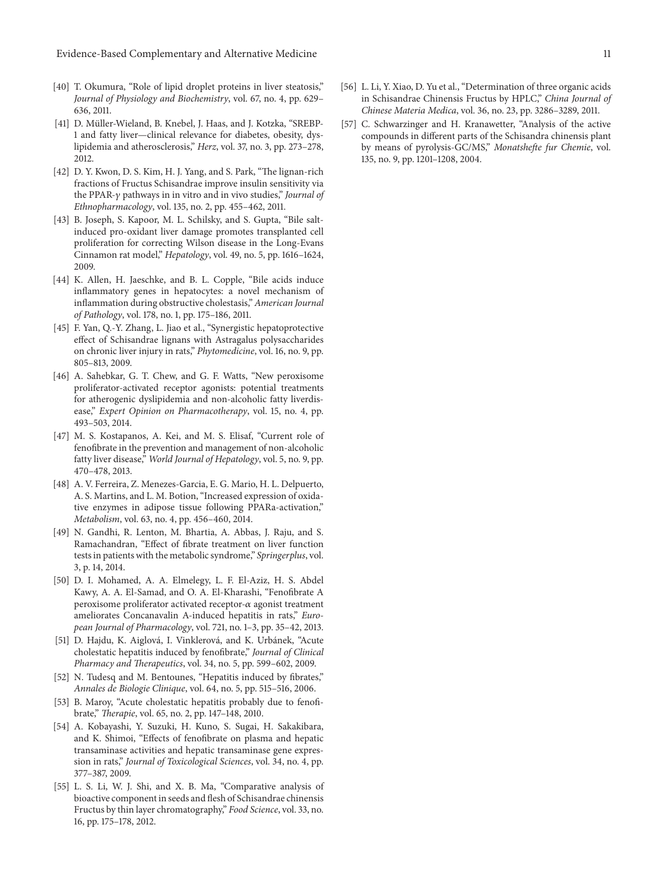[40] T. Okumura, "Role of lipid droplet proteins in liver steatosis," *Journal of Physiology and Biochemistry*, vol. 67, no. 4, pp. 629–636, 2011.

[41] D. Müller-Wieland, B. Knebel, J. Haas, and J. Kotzka, "SREBP-1 and fatty liver—clinical relevance for diabetes, obesity, dyslipidemia and atherosclerosis," *Herz*, vol. 37, no. 3, pp. 273–278, 2012.

[42] D. Y. Kwon, D. S. Kim, H. J. Yang, and S. Park, "The lignan-rich fractions of Fructus Schisandrae improve insulin sensitivity via the PPAR-$\gamma$ pathways in in vitro and in vivo studies," *Journal of Ethnopharmacology*, vol. 135, no. 2, pp. 455–462, 2011.

[43] B. Joseph, S. Kapoor, M. L. Schilsky, and S. Gupta, "Bile salt-induced pro-oxidant liver damage promotes transplanted cell proliferation for correcting Wilson disease in the Long-Evans Cinnamon rat model," *Hepatology*, vol. 49, no. 5, pp. 1616–1624, 2009.

[44] K. Allen, H. Jaeschke, and B. L. Copple, "Bile acids induce inflammatory genes in hepatocytes: a novel mechanism of inflammation during obstructive cholestasis," *American Journal of Pathology*, vol. 178, no. 1, pp. 175–186, 2011.

[45] F. Yan, Q.-Y. Zhang, L. Jiao et al., "Synergistic hepatoprotective effect of Schisandrae lignans with Astragalus polysaccharides on chronic liver injury in rats," *Phytomedicine*, vol. 16, no. 9, pp. 805–813, 2009.

[46] A. Sahebkar, G. T. Chew, and G. F. Watts, "New peroxisome proliferator-activated receptor agonists: potential treatments for atherogenic dyslipidemia and non-alcoholic fatty liverdisease," *Expert Opinion on Pharmacotherapy*, vol. 15, no. 4, pp. 493–503, 2014.

[47] M. S. Kostapanos, A. Kei, and M. S. Elisaf, "Current role of fenofibrate in the prevention and management of non-alcoholic fatty liver disease," *World Journal of Hepatology*, vol. 5, no. 9, pp. 470–478, 2013.

[48] A. V. Ferreira, Z. Menezes-Garcia, E. G. Mario, H. L. Delpuerto, A. S. Martins, and L. M. Botion, "Increased expression of oxidative enzymes in adipose tissue following PPARa-activation," *Metabolism*, vol. 63, no. 4, pp. 456–460, 2014.

[49] N. Gandhi, R. Lenton, M. Bhartia, A. Abbas, J. Raju, and S. Ramachandran, "Effect of fibrate treatment on liver function tests in patients with the metabolic syndrome," *Springerplus*, vol. 3, p. 14, 2014.

[50] D. I. Mohamed, A. A. Elmelegy, L. F. El-Aziz, H. S. Abdel Kawy, A. A. El-Samad, and O. A. El-Kharashi, "Fenofibrate A peroxisome proliferator activated receptor-$\alpha$ agonist treatment ameliorates Concanavalin A-induced hepatitis in rats," *European Journal of Pharmacology*, vol. 721, no. 1–3, pp. 35–42, 2013.

[51] D. Hajdu, K. Aiglová, I. Vinklerová, and K. Urbánek, "Acute cholestatic hepatitis induced by fenofibrate," *Journal of Clinical Pharmacy and Therapeutics*, vol. 34, no. 5, pp. 599–602, 2009.

[52] N. Tudesq and M. Bentounes, "Hepatitis induced by fibrates," *Annales de Biologie Clinique*, vol. 64, no. 5, pp. 515–516, 2006.

[53] B. Maroy, "Acute cholestatic hepatitis probably due to fenofibrate," *Therapie*, vol. 65, no. 2, pp. 147–148, 2010.

[54] A. Kobayashi, Y. Suzuki, H. Kuno, S. Sugai, H. Sakakibara, and K. Shimoi, "Effects of fenofibrate on plasma and hepatic transaminase activities and hepatic transaminase gene expression in rats," *Journal of Toxicological Sciences*, vol. 34, no. 4, pp. 377–387, 2009.

[55] L. S. Li, W. J. Shi, and X. B. Ma, "Comparative analysis of bioactive component in seeds and flesh of Schisandrae chinensis Fructus by thin layer chromatography," *Food Science*, vol. 33, no. 16, pp. 175–178, 2012.

[56] L. Li, Y. Xiao, D. Yu et al., "Determination of three organic acids in Schisandrae Chinensis Fructus by HPLC," *China Journal of Chinese Materia Medica*, vol. 36, no. 23, pp. 3286–3289, 2011.

[57] C. Schwarzinger and H. Kranawetter, "Analysis of the active compounds in different parts of the Schisandra chinensis plant by means of pyrolysis-GC/MS," *Monatshefte fur Chemie*, vol. 135, no. 9, pp. 1201–1208, 2004.